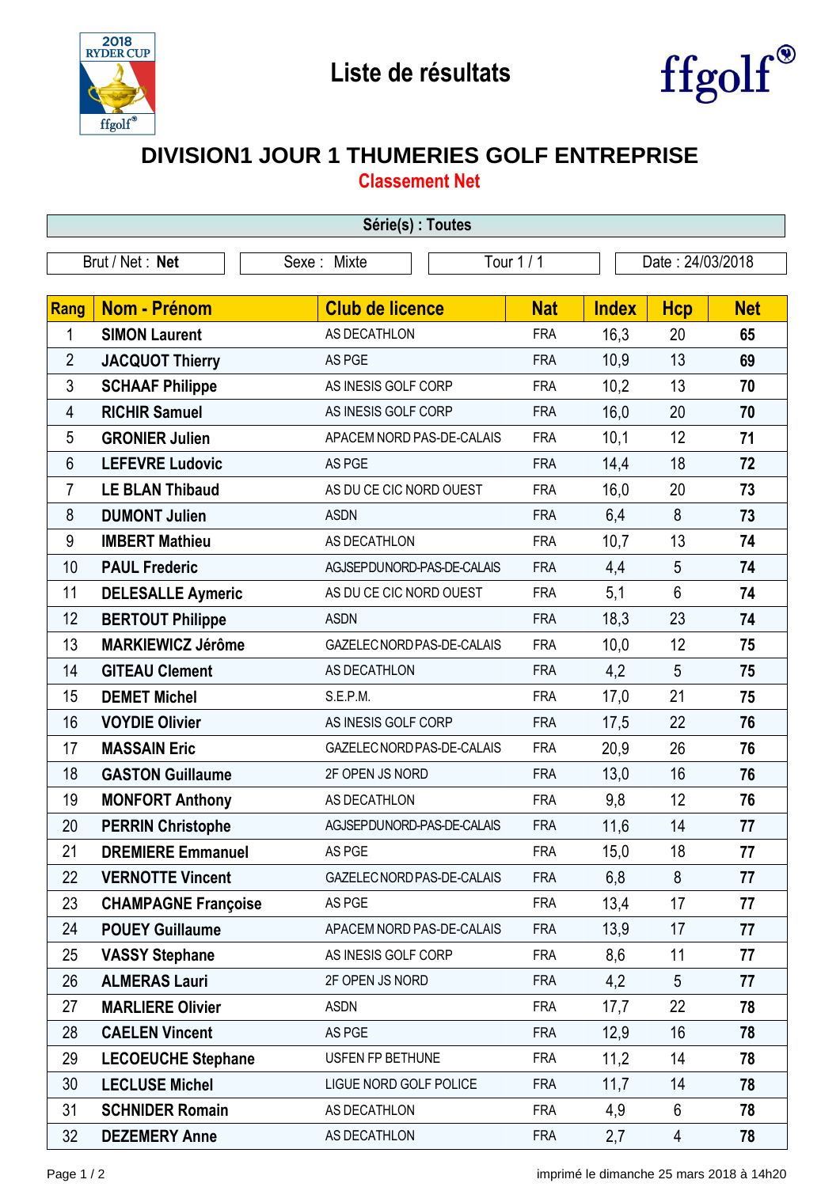# Liste de résultats

## DIVISION1 JOUR 1 THUMERIES GOLF ENTREPRISE

### Classement Net

**Série(s) : Toutes**

| Brut / Net : **Net** | Sexe : Mixte | Tour 1 / 1 | Date : 24/03/2018 |
|---|---|---|---|

| Rang | Nom - Prénom | Club de licence | Nat | Index | Hcp | Net |
|---|---|---|---|---|---|---|
| 1 | **SIMON Laurent** | AS DECATHLON | FRA | 16,3 | 20 | **65** |
| 2 | **JACQUOT Thierry** | AS PGE | FRA | 10,9 | 13 | **69** |
| 3 | **SCHAAF Philippe** | AS INESIS GOLF CORP | FRA | 10,2 | 13 | **70** |
| 4 | **RICHIR Samuel** | AS INESIS GOLF CORP | FRA | 16,0 | 20 | **70** |
| 5 | **GRONIER Julien** | APACEM NORD PAS-DE-CALAIS | FRA | 10,1 | 12 | **71** |
| 6 | **LEFEVRE Ludovic** | AS PGE | FRA | 14,4 | 18 | **72** |
| 7 | **LE BLAN Thibaud** | AS DU CE CIC NORD OUEST | FRA | 16,0 | 20 | **73** |
| 8 | **DUMONT Julien** | ASDN | FRA | 6,4 | 8 | **73** |
| 9 | **IMBERT Mathieu** | AS DECATHLON | FRA | 10,7 | 13 | **74** |
| 10 | **PAUL Frederic** | AGJSEPDUNORD-PAS-DE-CALAIS | FRA | 4,4 | 5 | **74** |
| 11 | **DELESALLE Aymeric** | AS DU CE CIC NORD OUEST | FRA | 5,1 | 6 | **74** |
| 12 | **BERTOUT Philippe** | ASDN | FRA | 18,3 | 23 | **74** |
| 13 | **MARKIEWICZ Jérôme** | GAZELEC NORD PAS-DE-CALAIS | FRA | 10,0 | 12 | **75** |
| 14 | **GITEAU Clement** | AS DECATHLON | FRA | 4,2 | 5 | **75** |
| 15 | **DEMET Michel** | S.E.P.M. | FRA | 17,0 | 21 | **75** |
| 16 | **VOYDIE Olivier** | AS INESIS GOLF CORP | FRA | 17,5 | 22 | **76** |
| 17 | **MASSAIN Eric** | GAZELEC NORD PAS-DE-CALAIS | FRA | 20,9 | 26 | **76** |
| 18 | **GASTON Guillaume** | 2F OPEN JS NORD | FRA | 13,0 | 16 | **76** |
| 19 | **MONFORT Anthony** | AS DECATHLON | FRA | 9,8 | 12 | **76** |
| 20 | **PERRIN Christophe** | AGJSEPDUNORD-PAS-DE-CALAIS | FRA | 11,6 | 14 | **77** |
| 21 | **DREMIERE Emmanuel** | AS PGE | FRA | 15,0 | 18 | **77** |
| 22 | **VERNOTTE Vincent** | GAZELEC NORD PAS-DE-CALAIS | FRA | 6,8 | 8 | **77** |
| 23 | **CHAMPAGNE Françoise** | AS PGE | FRA | 13,4 | 17 | **77** |
| 24 | **POUEY Guillaume** | APACEM NORD PAS-DE-CALAIS | FRA | 13,9 | 17 | **77** |
| 25 | **VASSY Stephane** | AS INESIS GOLF CORP | FRA | 8,6 | 11 | **77** |
| 26 | **ALMERAS Lauri** | 2F OPEN JS NORD | FRA | 4,2 | 5 | **77** |
| 27 | **MARLIERE Olivier** | ASDN | FRA | 17,7 | 22 | **78** |
| 28 | **CAELEN Vincent** | AS PGE | FRA | 12,9 | 16 | **78** |
| 29 | **LECOEUCHE Stephane** | USFEN FP BETHUNE | FRA | 11,2 | 14 | **78** |
| 30 | **LECLUSE Michel** | LIGUE NORD GOLF POLICE | FRA | 11,7 | 14 | **78** |
| 31 | **SCHNIDER Romain** | AS DECATHLON | FRA | 4,9 | 6 | **78** |
| 32 | **DEZEMERY Anne** | AS DECATHLON | FRA | 2,7 | 4 | **78** |

imprimé le dimanche 25 mars 2018 à 14h20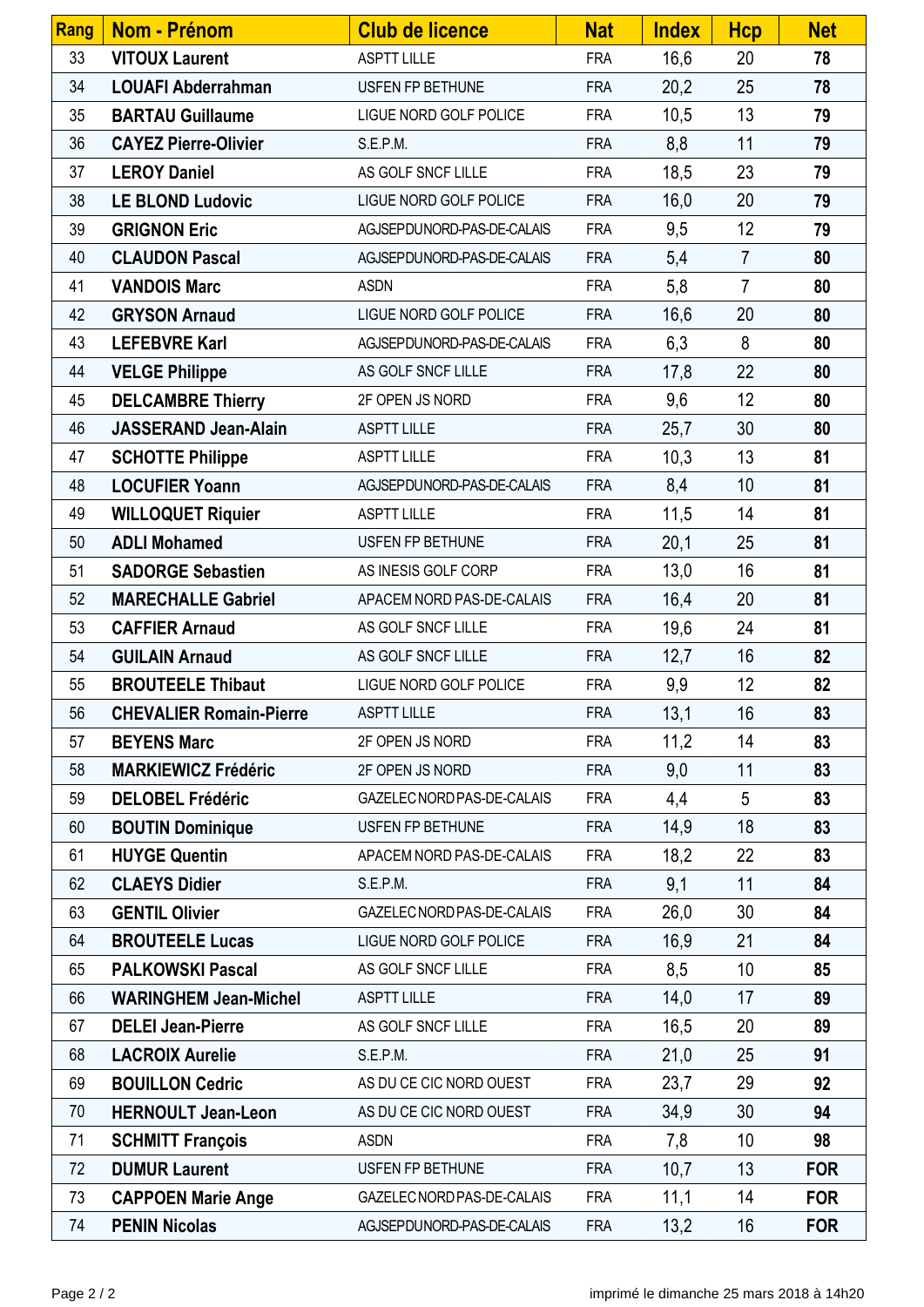| Rang | Nom - Prénom | Club de licence | Nat | Index | Hcp | Net |
|---|---|---|---|---|---|---|
| 33 | **VITOUX Laurent** | ASPTT LILLE | FRA | 16,6 | 20 | **78** |
| 34 | **LOUAFI Abderrahman** | USFEN FP BETHUNE | FRA | 20,2 | 25 | **78** |
| 35 | **BARTAU Guillaume** | LIGUE NORD GOLF POLICE | FRA | 10,5 | 13 | **79** |
| 36 | **CAYEZ Pierre-Olivier** | S.E.P.M. | FRA | 8,8 | 11 | **79** |
| 37 | **LEROY Daniel** | AS GOLF SNCF LILLE | FRA | 18,5 | 23 | **79** |
| 38 | **LE BLOND Ludovic** | LIGUE NORD GOLF POLICE | FRA | 16,0 | 20 | **79** |
| 39 | **GRIGNON Eric** | AGJSEPDUNORD-PAS-DE-CALAIS | FRA | 9,5 | 12 | **79** |
| 40 | **CLAUDON Pascal** | AGJSEPDUNORD-PAS-DE-CALAIS | FRA | 5,4 | 7 | **80** |
| 41 | **VANDOIS Marc** | ASDN | FRA | 5,8 | 7 | **80** |
| 42 | **GRYSON Arnaud** | LIGUE NORD GOLF POLICE | FRA | 16,6 | 20 | **80** |
| 43 | **LEFEBVRE Karl** | AGJSEPDUNORD-PAS-DE-CALAIS | FRA | 6,3 | 8 | **80** |
| 44 | **VELGE Philippe** | AS GOLF SNCF LILLE | FRA | 17,8 | 22 | **80** |
| 45 | **DELCAMBRE Thierry** | 2F OPEN JS NORD | FRA | 9,6 | 12 | **80** |
| 46 | **JASSERAND Jean-Alain** | ASPTT LILLE | FRA | 25,7 | 30 | **80** |
| 47 | **SCHOTTE Philippe** | ASPTT LILLE | FRA | 10,3 | 13 | **81** |
| 48 | **LOCUFIER Yoann** | AGJSEPDUNORD-PAS-DE-CALAIS | FRA | 8,4 | 10 | **81** |
| 49 | **WILLOQUET Riquier** | ASPTT LILLE | FRA | 11,5 | 14 | **81** |
| 50 | **ADLI Mohamed** | USFEN FP BETHUNE | FRA | 20,1 | 25 | **81** |
| 51 | **SADORGE Sebastien** | AS INESIS GOLF CORP | FRA | 13,0 | 16 | **81** |
| 52 | **MARECHALLE Gabriel** | APACEM NORD PAS-DE-CALAIS | FRA | 16,4 | 20 | **81** |
| 53 | **CAFFIER Arnaud** | AS GOLF SNCF LILLE | FRA | 19,6 | 24 | **81** |
| 54 | **GUILAIN Arnaud** | AS GOLF SNCF LILLE | FRA | 12,7 | 16 | **82** |
| 55 | **BROUTEELE Thibaut** | LIGUE NORD GOLF POLICE | FRA | 9,9 | 12 | **82** |
| 56 | **CHEVALIER Romain-Pierre** | ASPTT LILLE | FRA | 13,1 | 16 | **83** |
| 57 | **BEYENS Marc** | 2F OPEN JS NORD | FRA | 11,2 | 14 | **83** |
| 58 | **MARKIEWICZ Frédéric** | 2F OPEN JS NORD | FRA | 9,0 | 11 | **83** |
| 59 | **DELOBEL Frédéric** | GAZELEC NORD PAS-DE-CALAIS | FRA | 4,4 | 5 | **83** |
| 60 | **BOUTIN Dominique** | USFEN FP BETHUNE | FRA | 14,9 | 18 | **83** |
| 61 | **HUYGE Quentin** | APACEM NORD PAS-DE-CALAIS | FRA | 18,2 | 22 | **83** |
| 62 | **CLAEYS Didier** | S.E.P.M. | FRA | 9,1 | 11 | **84** |
| 63 | **GENTIL Olivier** | GAZELEC NORD PAS-DE-CALAIS | FRA | 26,0 | 30 | **84** |
| 64 | **BROUTEELE Lucas** | LIGUE NORD GOLF POLICE | FRA | 16,9 | 21 | **84** |
| 65 | **PALKOWSKI Pascal** | AS GOLF SNCF LILLE | FRA | 8,5 | 10 | **85** |
| 66 | **WARINGHEM Jean-Michel** | ASPTT LILLE | FRA | 14,0 | 17 | **89** |
| 67 | **DELEI Jean-Pierre** | AS GOLF SNCF LILLE | FRA | 16,5 | 20 | **89** |
| 68 | **LACROIX Aurelie** | S.E.P.M. | FRA | 21,0 | 25 | **91** |
| 69 | **BOUILLON Cedric** | AS DU CE CIC NORD OUEST | FRA | 23,7 | 29 | **92** |
| 70 | **HERNOULT Jean-Leon** | AS DU CE CIC NORD OUEST | FRA | 34,9 | 30 | **94** |
| 71 | **SCHMITT François** | ASDN | FRA | 7,8 | 10 | **98** |
| 72 | **DUMUR Laurent** | USFEN FP BETHUNE | FRA | 10,7 | 13 | **FOR** |
| 73 | **CAPPOEN Marie Ange** | GAZELEC NORD PAS-DE-CALAIS | FRA | 11,1 | 14 | **FOR** |
| 74 | **PENIN Nicolas** | AGJSEPDUNORD-PAS-DE-CALAIS | FRA | 13,2 | 16 | **FOR** |

imprimé le dimanche 25 mars 2018 à 14h20